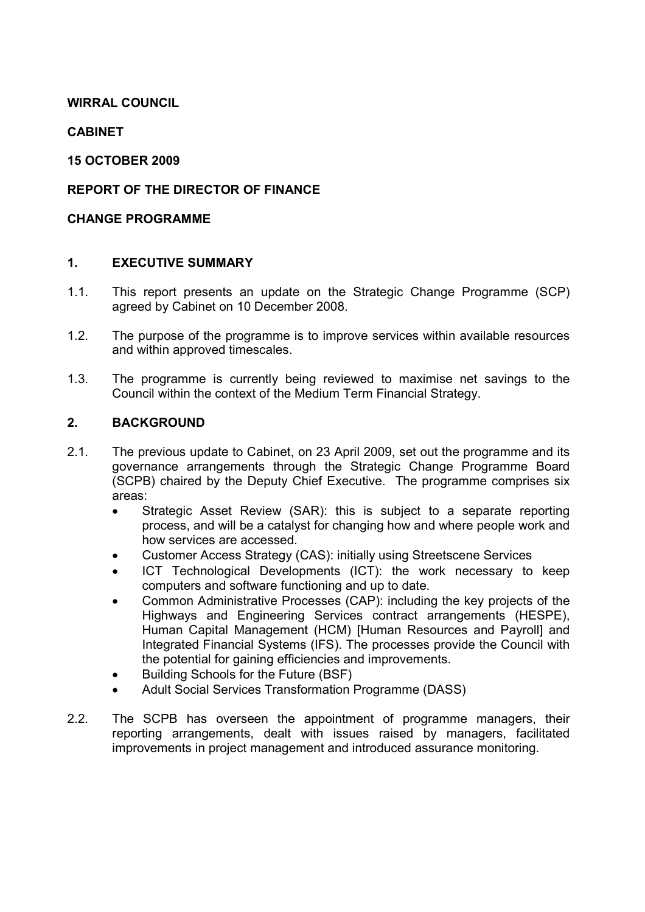**WIRRAL COUNCIL**

**CABINET**

**15 OCTOBER 2009**

**REPORT OF THE DIRECTOR OF FINANCE**

**CHANGE PROGRAMME**

## 1. EXECUTIVE SUMMARY

1.1. This report presents an update on the Strategic Change Programme (SCP) agreed by Cabinet on 10 December 2008.

1.2. The purpose of the programme is to improve services within available resources and within approved timescales.

1.3. The programme is currently being reviewed to maximise net savings to the Council within the context of the Medium Term Financial Strategy.

## 2. BACKGROUND

2.1. The previous update to Cabinet, on 23 April 2009, set out the programme and its governance arrangements through the Strategic Change Programme Board (SCPB) chaired by the Deputy Chief Executive. The programme comprises six areas:

- Strategic Asset Review (SAR): this is subject to a separate reporting process, and will be a catalyst for changing how and where people work and how services are accessed.
- Customer Access Strategy (CAS): initially using Streetscene Services
- ICT Technological Developments (ICT): the work necessary to keep computers and software functioning and up to date.
- Common Administrative Processes (CAP): including the key projects of the Highways and Engineering Services contract arrangements (HESPE), Human Capital Management (HCM) [Human Resources and Payroll] and Integrated Financial Systems (IFS). The processes provide the Council with the potential for gaining efficiencies and improvements.
- Building Schools for the Future (BSF)
- Adult Social Services Transformation Programme (DASS)

2.2. The SCPB has overseen the appointment of programme managers, their reporting arrangements, dealt with issues raised by managers, facilitated improvements in project management and introduced assurance monitoring.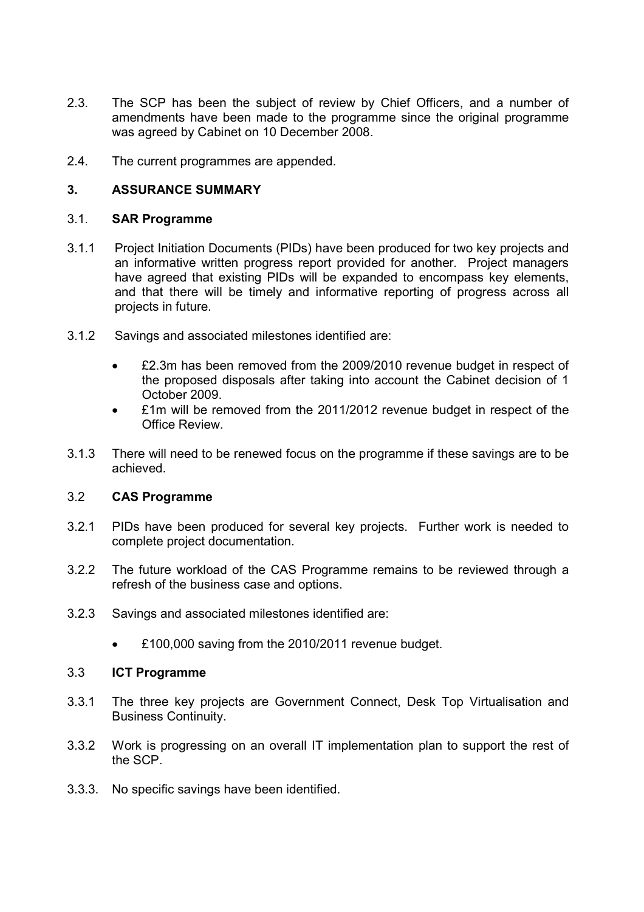2.3. The SCP has been the subject of review by Chief Officers, and a number of amendments have been made to the programme since the original programme was agreed by Cabinet on 10 December 2008.

2.4. The current programmes are appended.

## 3. ASSURANCE SUMMARY

### 3.1. SAR Programme

3.1.1 Project Initiation Documents (PIDs) have been produced for two key projects and an informative written progress report provided for another. Project managers have agreed that existing PIDs will be expanded to encompass key elements, and that there will be timely and informative reporting of progress across all projects in future.

3.1.2 Savings and associated milestones identified are:

- £2.3m has been removed from the 2009/2010 revenue budget in respect of the proposed disposals after taking into account the Cabinet decision of 1 October 2009.
- £1m will be removed from the 2011/2012 revenue budget in respect of the Office Review.

3.1.3 There will need to be renewed focus on the programme if these savings are to be achieved.

### 3.2 CAS Programme

3.2.1 PIDs have been produced for several key projects. Further work is needed to complete project documentation.

3.2.2 The future workload of the CAS Programme remains to be reviewed through a refresh of the business case and options.

3.2.3 Savings and associated milestones identified are:

- £100,000 saving from the 2010/2011 revenue budget.

### 3.3 ICT Programme

3.3.1 The three key projects are Government Connect, Desk Top Virtualisation and Business Continuity.

3.3.2 Work is progressing on an overall IT implementation plan to support the rest of the SCP.

3.3.3. No specific savings have been identified.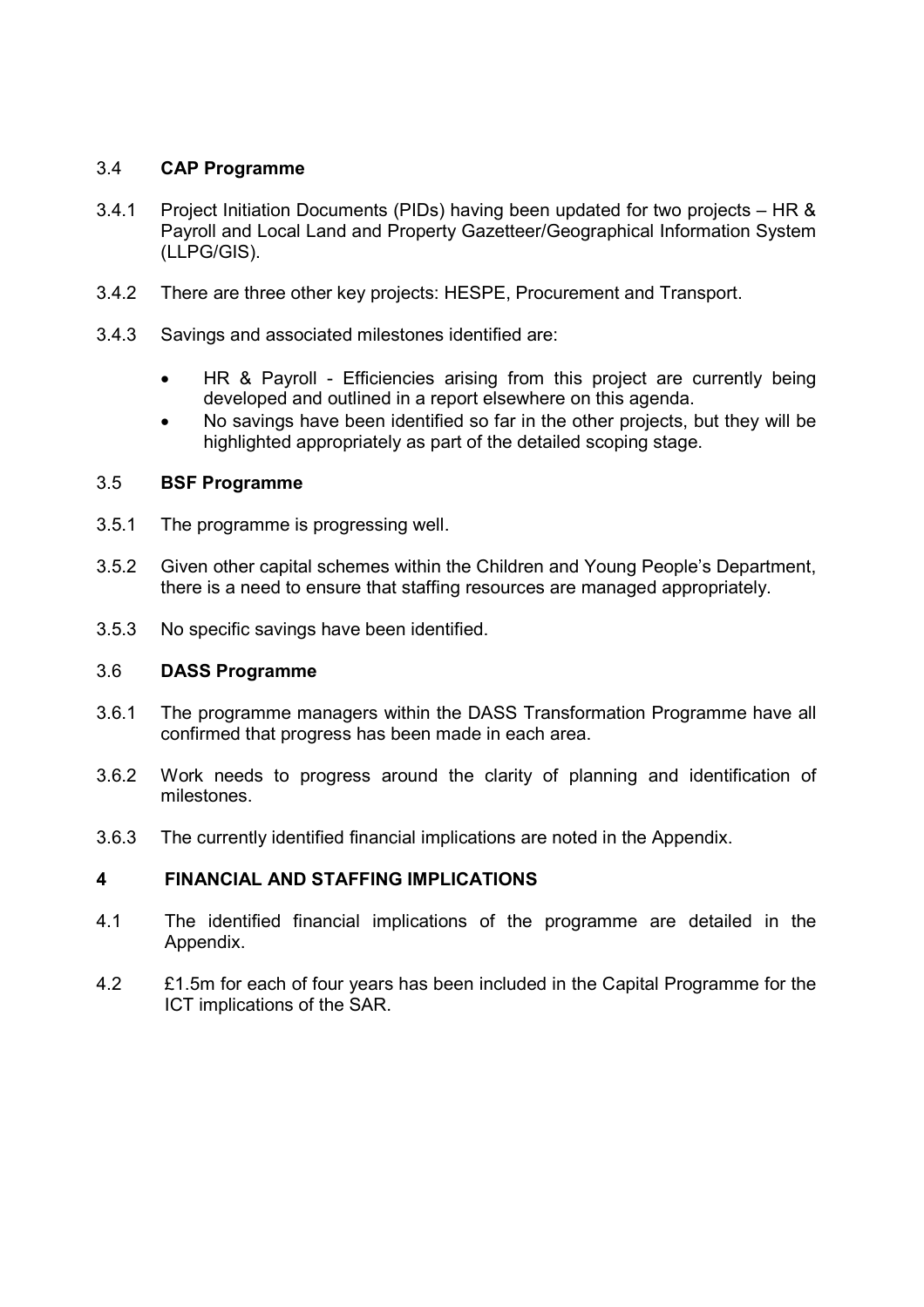### 3.4 **CAP Programme**

3.4.1 Project Initiation Documents (PIDs) having been updated for two projects – HR & Payroll and Local Land and Property Gazetteer/Geographical Information System (LLPG/GIS).

3.4.2 There are three other key projects: HESPE, Procurement and Transport.

3.4.3 Savings and associated milestones identified are:

- HR & Payroll - Efficiencies arising from this project are currently being developed and outlined in a report elsewhere on this agenda.
- No savings have been identified so far in the other projects, but they will be highlighted appropriately as part of the detailed scoping stage.

### 3.5 **BSF Programme**

3.5.1 The programme is progressing well.

3.5.2 Given other capital schemes within the Children and Young People's Department, there is a need to ensure that staffing resources are managed appropriately.

3.5.3 No specific savings have been identified.

### 3.6 **DASS Programme**

3.6.1 The programme managers within the DASS Transformation Programme have all confirmed that progress has been made in each area.

3.6.2 Work needs to progress around the clarity of planning and identification of milestones.

3.6.3 The currently identified financial implications are noted in the Appendix.

## 4 **FINANCIAL AND STAFFING IMPLICATIONS**

4.1 The identified financial implications of the programme are detailed in the Appendix.

4.2 £1.5m for each of four years has been included in the Capital Programme for the ICT implications of the SAR.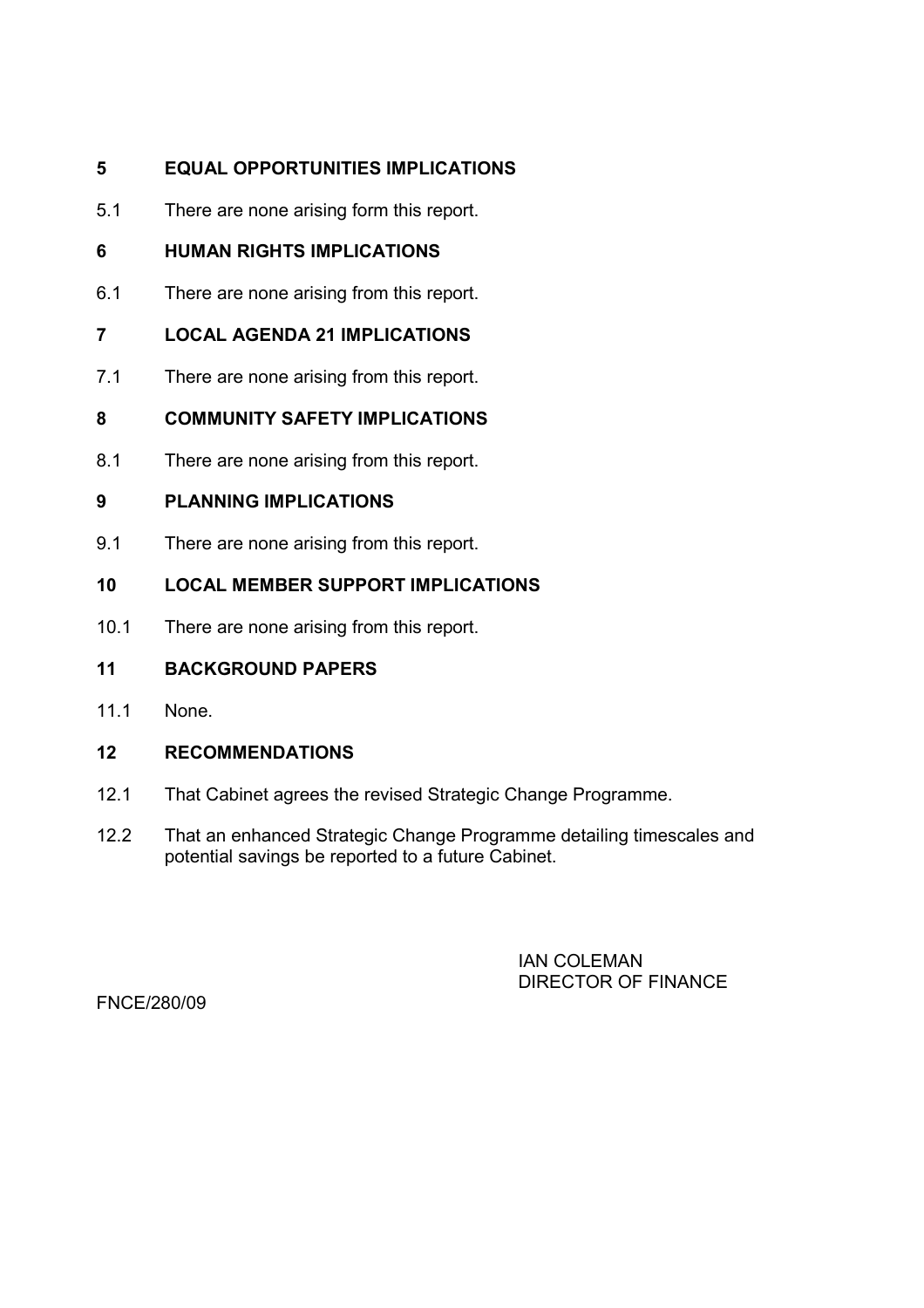## 5 EQUAL OPPORTUNITIES IMPLICATIONS

5.1 There are none arising form this report.

## 6 HUMAN RIGHTS IMPLICATIONS

6.1 There are none arising from this report.

## 7 LOCAL AGENDA 21 IMPLICATIONS

7.1 There are none arising from this report.

## 8 COMMUNITY SAFETY IMPLICATIONS

8.1 There are none arising from this report.

## 9 PLANNING IMPLICATIONS

9.1 There are none arising from this report.

## 10 LOCAL MEMBER SUPPORT IMPLICATIONS

10.1 There are none arising from this report.

## 11 BACKGROUND PAPERS

11.1 None.

## 12 RECOMMENDATIONS

12.1 That Cabinet agrees the revised Strategic Change Programme.

12.2 That an enhanced Strategic Change Programme detailing timescales and potential savings be reported to a future Cabinet.

IAN COLEMAN
DIRECTOR OF FINANCE

FNCE/280/09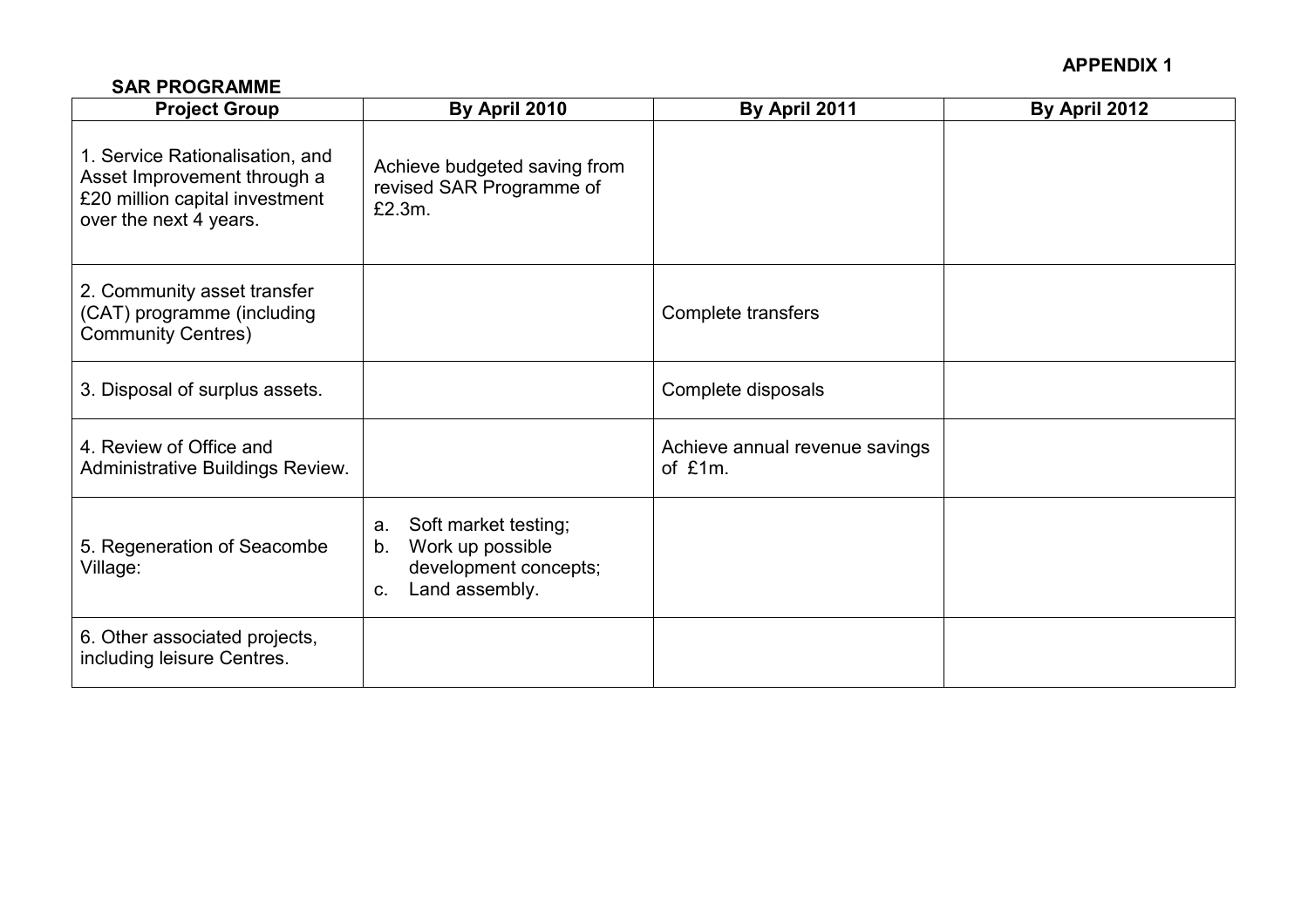**APPENDIX 1**

**SAR PROGRAMME**

| Project Group | By April 2010 | By April 2011 | By April 2012 |
|---|---|---|---|
| 1. Service Rationalisation, and Asset Improvement through a £20 million capital investment over the next 4 years. | Achieve budgeted saving from revised SAR Programme of £2.3m. | | |
| 2. Community asset transfer (CAT) programme (including Community Centres) | | Complete transfers | |
| 3. Disposal of surplus assets. | | Complete disposals | |
| 4. Review of Office and Administrative Buildings Review. | | Achieve annual revenue savings of £1m. | |
| 5. Regeneration of Seacombe Village: | a. Soft market testing; b. Work up possible development concepts; c. Land assembly. | | |
| 6. Other associated projects, including leisure Centres. | | | |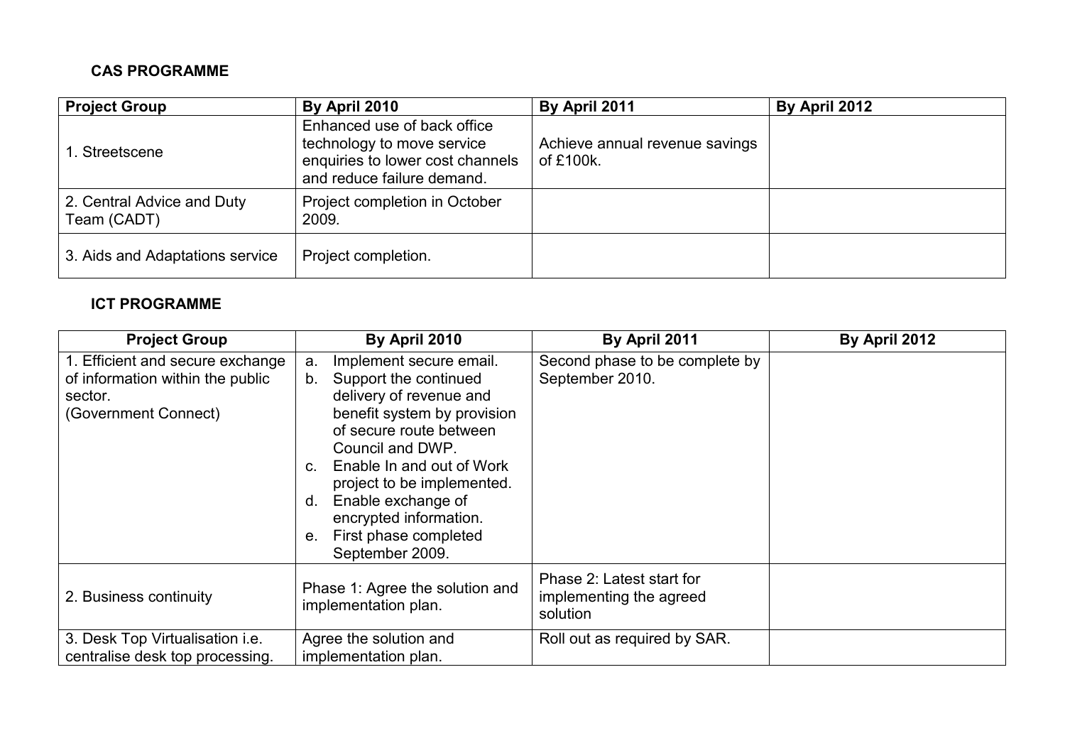**CAS PROGRAMME**

| Project Group | By April 2010 | By April 2011 | By April 2012 |
|---|---|---|---|
| 1. Streetscene | Enhanced use of back office technology to move service enquiries to lower cost channels and reduce failure demand. | Achieve annual revenue savings of £100k. | |
| 2. Central Advice and Duty Team (CADT) | Project completion in October 2009. | | |
| 3. Aids and Adaptations service | Project completion. | | |

**ICT PROGRAMME**

| Project Group | By April 2010 | By April 2011 | By April 2012 |
|---|---|---|---|
| 1. Efficient and secure exchange of information within the public sector. (Government Connect) | a. Implement secure email.<br>b. Support the continued delivery of revenue and benefit system by provision of secure route between Council and DWP.<br>c. Enable In and out of Work project to be implemented.<br>d. Enable exchange of encrypted information.<br>e. First phase completed September 2009. | Second phase to be complete by September 2010. | |
| 2. Business continuity | Phase 1: Agree the solution and implementation plan. | Phase 2: Latest start for implementing the agreed solution | |
| 3. Desk Top Virtualisation i.e. centralise desk top processing. | Agree the solution and implementation plan. | Roll out as required by SAR. | |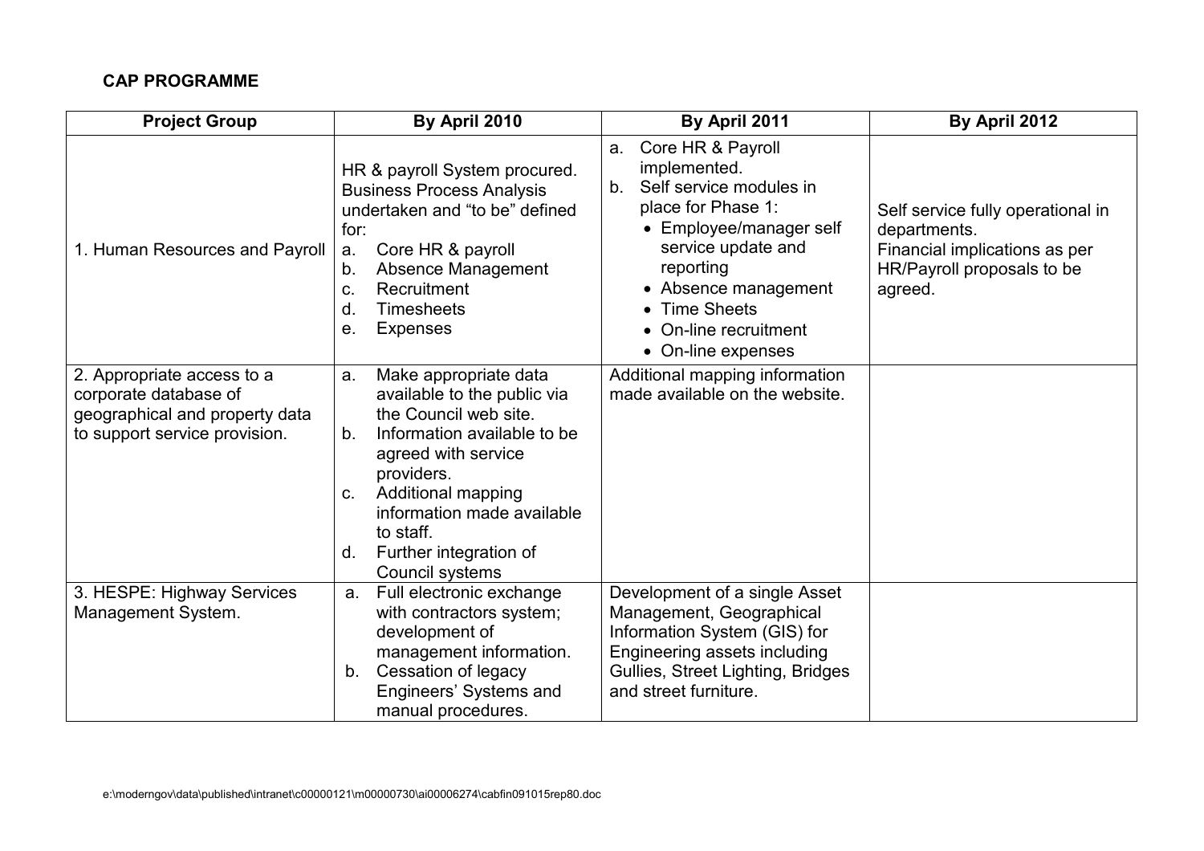**CAP PROGRAMME**

| Project Group | By April 2010 | By April 2011 | By April 2012 |
|---|---|---|---|
| 1. Human Resources and Payroll | HR & payroll System procured. Business Process Analysis undertaken and "to be" defined for:<br>a. Core HR & payroll<br>b. Absence Management<br>c. Recruitment<br>d. Timesheets<br>e. Expenses | a. Core HR & Payroll implemented.<br>b. Self service modules in place for Phase 1:<br>• Employee/manager self service update and reporting<br>• Absence management<br>• Time Sheets<br>• On-line recruitment<br>• On-line expenses | Self service fully operational in departments.<br>Financial implications as per HR/Payroll proposals to be agreed. |
| 2. Appropriate access to a corporate database of geographical and property data to support service provision. | a. Make appropriate data available to the public via the Council web site.<br>b. Information available to be agreed with service providers.<br>c. Additional mapping information made available to staff.<br>d. Further integration of Council systems | Additional mapping information made available on the website. | |
| 3. HESPE: Highway Services Management System. | a. Full electronic exchange with contractors system; development of management information.<br>b. Cessation of legacy Engineers' Systems and manual procedures. | Development of a single Asset Management, Geographical Information System (GIS) for Engineering assets including Gullies, Street Lighting, Bridges and street furniture. | |

e:\moderngov\data\published\intranet\c00000121\m00000730\ai00006274\cabfin091015rep80.doc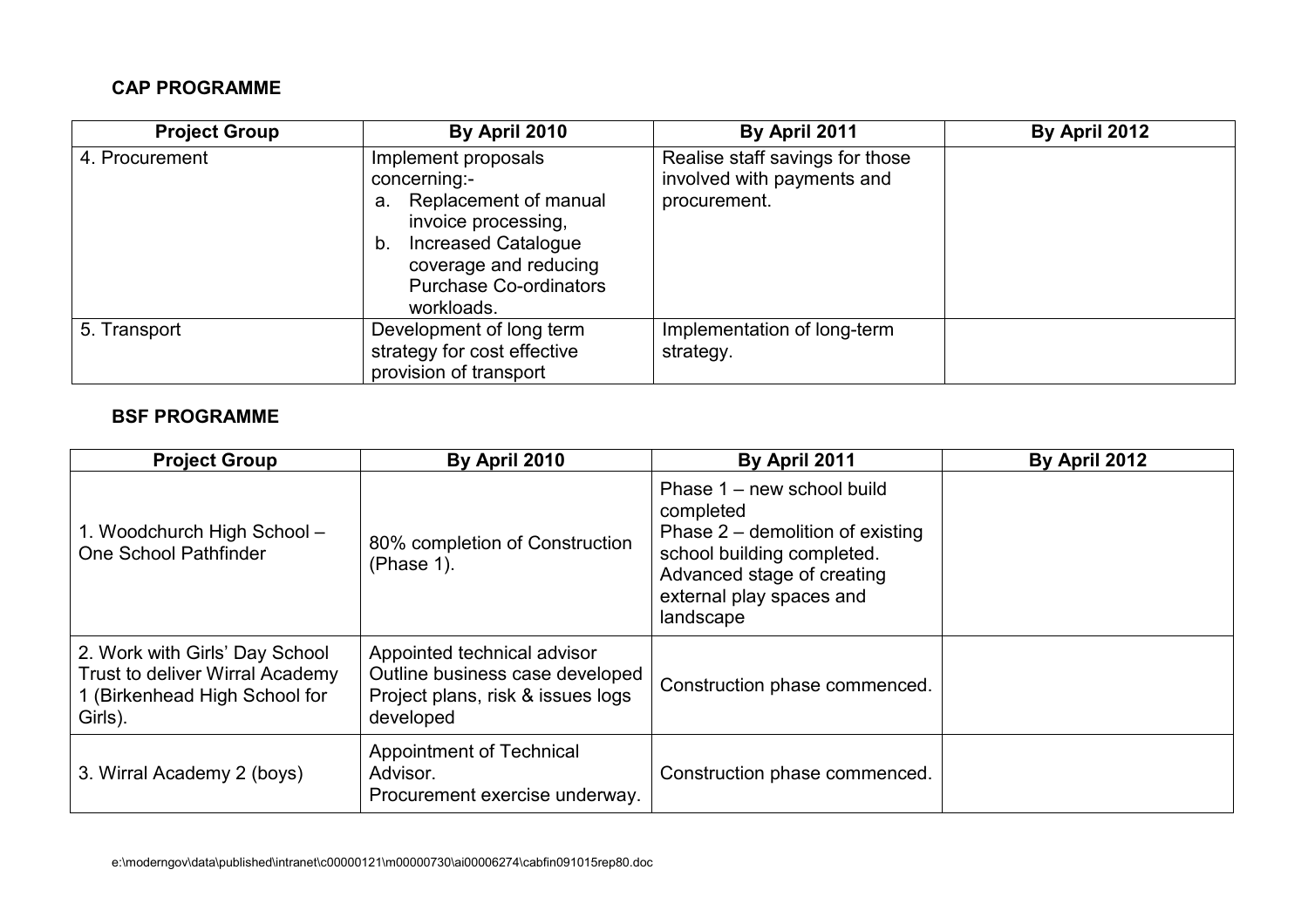**CAP PROGRAMME**

| Project Group | By April 2010 | By April 2011 | By April 2012 |
|---|---|---|---|
| 4. Procurement | Implement proposals concerning:- <br>a. Replacement of manual invoice processing, <br>b. Increased Catalogue coverage and reducing Purchase Co-ordinators workloads. | Realise staff savings for those involved with payments and procurement. | |
| 5. Transport | Development of long term strategy for cost effective provision of transport | Implementation of long-term strategy. | |

**BSF PROGRAMME**

| Project Group | By April 2010 | By April 2011 | By April 2012 |
|---|---|---|---|
| 1. Woodchurch High School – One School Pathfinder | 80% completion of Construction (Phase 1). | Phase 1 – new school build completed <br>Phase 2 – demolition of existing school building completed. <br>Advanced stage of creating external play spaces and landscape | |
| 2. Work with Girls' Day School Trust to deliver Wirral Academy 1 (Birkenhead High School for Girls). | Appointed technical advisor <br>Outline business case developed <br>Project plans, risk & issues logs developed | Construction phase commenced. | |
| 3. Wirral Academy 2 (boys) | Appointment of Technical Advisor. <br>Procurement exercise underway. | Construction phase commenced. | |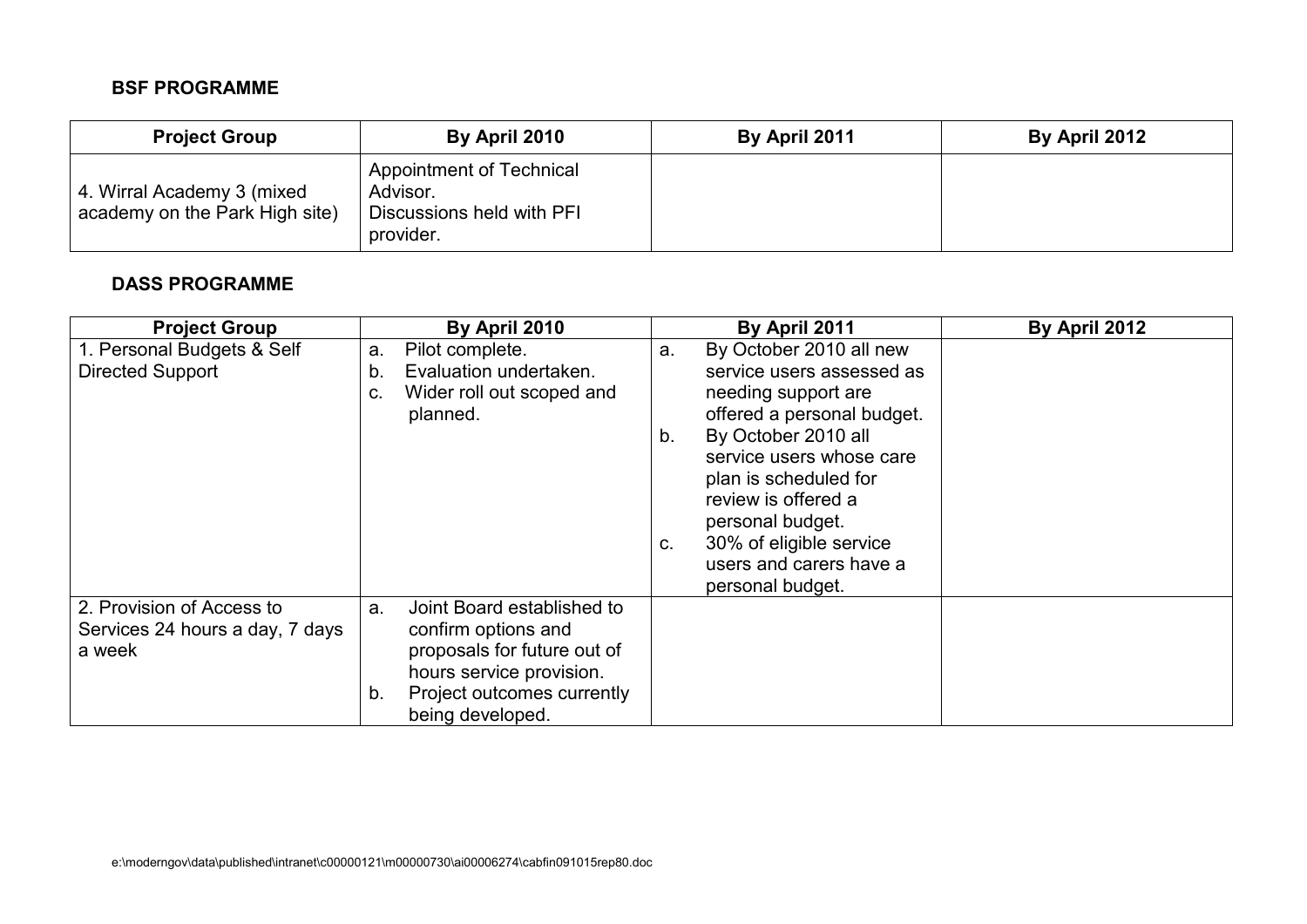**BSF PROGRAMME**

| Project Group | By April 2010 | By April 2011 | By April 2012 |
|---|---|---|---|
| 4. Wirral Academy 3 (mixed academy on the Park High site) | Appointment of Technical Advisor.<br>Discussions held with PFI provider. | | |

**DASS PROGRAMME**

| Project Group | By April 2010 | By April 2011 | By April 2012 |
|---|---|---|---|
| 1. Personal Budgets & Self Directed Support | a. Pilot complete.<br>b. Evaluation undertaken.<br>c. Wider roll out scoped and planned. | a. By October 2010 all new service users assessed as needing support are offered a personal budget.<br>b. By October 2010 all service users whose care plan is scheduled for review is offered a personal budget.<br>c. 30% of eligible service users and carers have a personal budget. | |
| 2. Provision of Access to Services 24 hours a day, 7 days a week | a. Joint Board established to confirm options and proposals for future out of hours service provision.<br>b. Project outcomes currently being developed. | | |

e:\moderngov\data\published\intranet\c00000121\m00000730\ai00006274\cabfin091015rep80.doc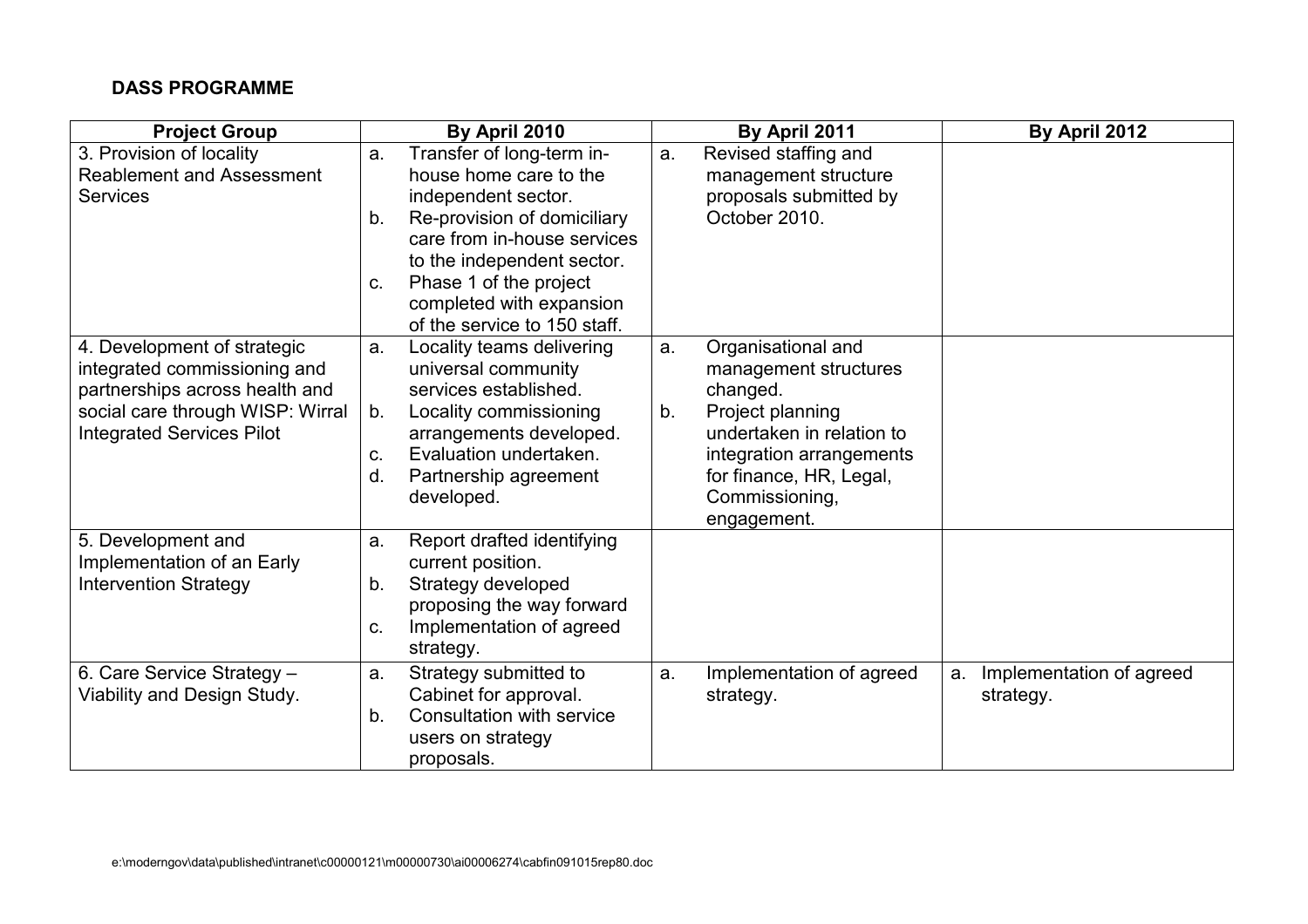**DASS PROGRAMME**

| Project Group | By April 2010 | By April 2011 | By April 2012 |
|---|---|---|---|
| 3. Provision of locality Reablement and Assessment Services | a. Transfer of long-term in-house home care to the independent sector.<br>b. Re-provision of domiciliary care from in-house services to the independent sector.<br>c. Phase 1 of the project completed with expansion of the service to 150 staff. | a. Revised staffing and management structure proposals submitted by October 2010. | |
| 4. Development of strategic integrated commissioning and partnerships across health and social care through WISP: Wirral Integrated Services Pilot | a. Locality teams delivering universal community services established.<br>b. Locality commissioning arrangements developed.<br>c. Evaluation undertaken.<br>d. Partnership agreement developed. | a. Organisational and management structures changed.<br>b. Project planning undertaken in relation to integration arrangements for finance, HR, Legal, Commissioning, engagement. | |
| 5. Development and Implementation of an Early Intervention Strategy | a. Report drafted identifying current position.<br>b. Strategy developed proposing the way forward<br>c. Implementation of agreed strategy. | | |
| 6. Care Service Strategy – Viability and Design Study. | a. Strategy submitted to Cabinet for approval.<br>b. Consultation with service users on strategy proposals. | a. Implementation of agreed strategy. | a. Implementation of agreed strategy. |

e:\moderngov\data\published\intranet\c00000121\m00000730\ai00006274\cabfin091015rep80.doc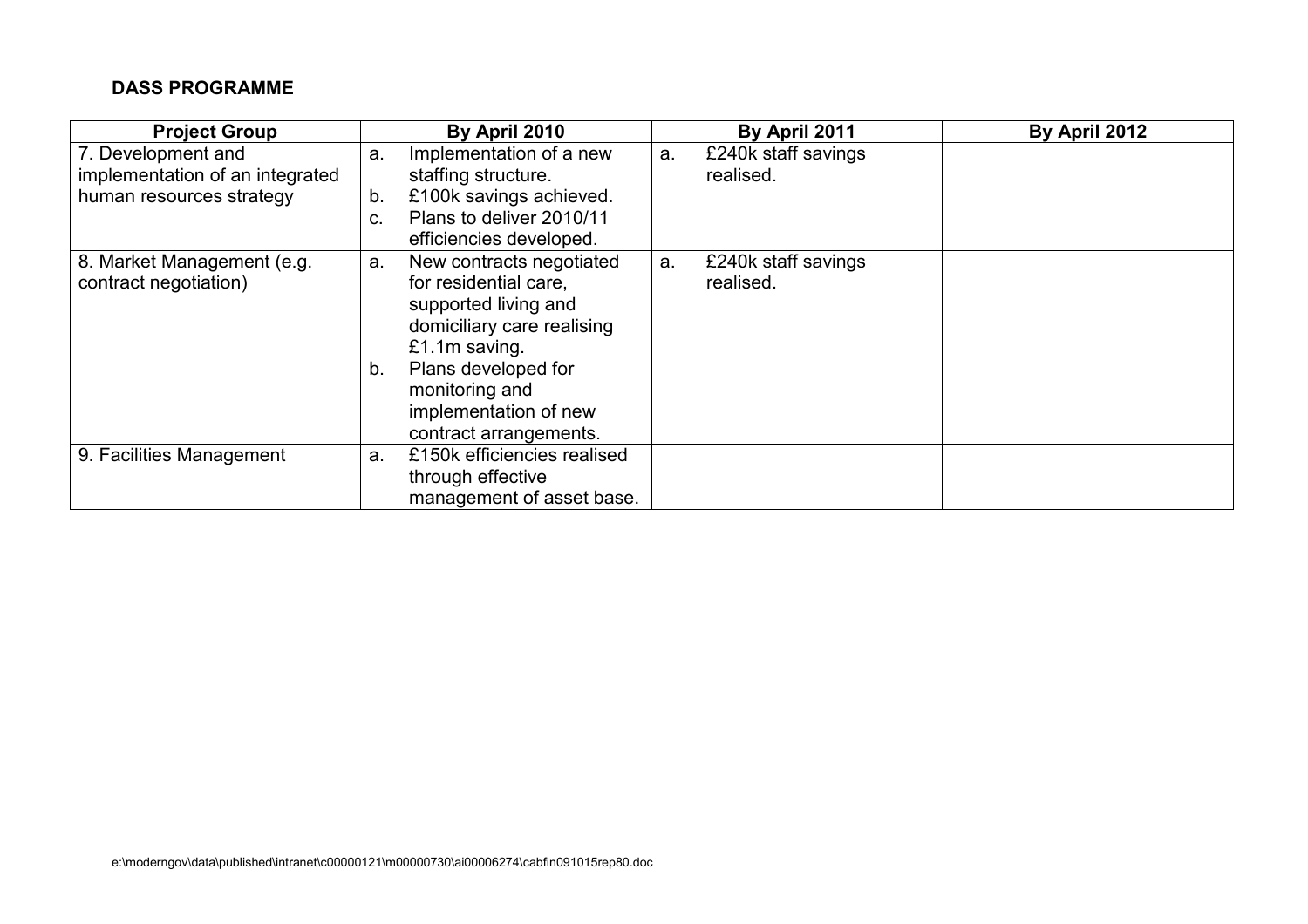**DASS PROGRAMME**

| Project Group | By April 2010 | By April 2011 | By April 2012 |
|---|---|---|---|
| 7. Development and implementation of an integrated human resources strategy | a. Implementation of a new staffing structure.<br>b. £100k savings achieved.<br>c. Plans to deliver 2010/11 efficiencies developed. | a. £240k staff savings realised. | |
| 8. Market Management (e.g. contract negotiation) | a. New contracts negotiated for residential care, supported living and domiciliary care realising £1.1m saving.<br>b. Plans developed for monitoring and implementation of new contract arrangements. | a. £240k staff savings realised. | |
| 9. Facilities Management | a. £150k efficiencies realised through effective management of asset base. | | |

e:\moderngov\data\published\intranet\c00000121\m00000730\ai00006274\cabfin091015rep80.doc